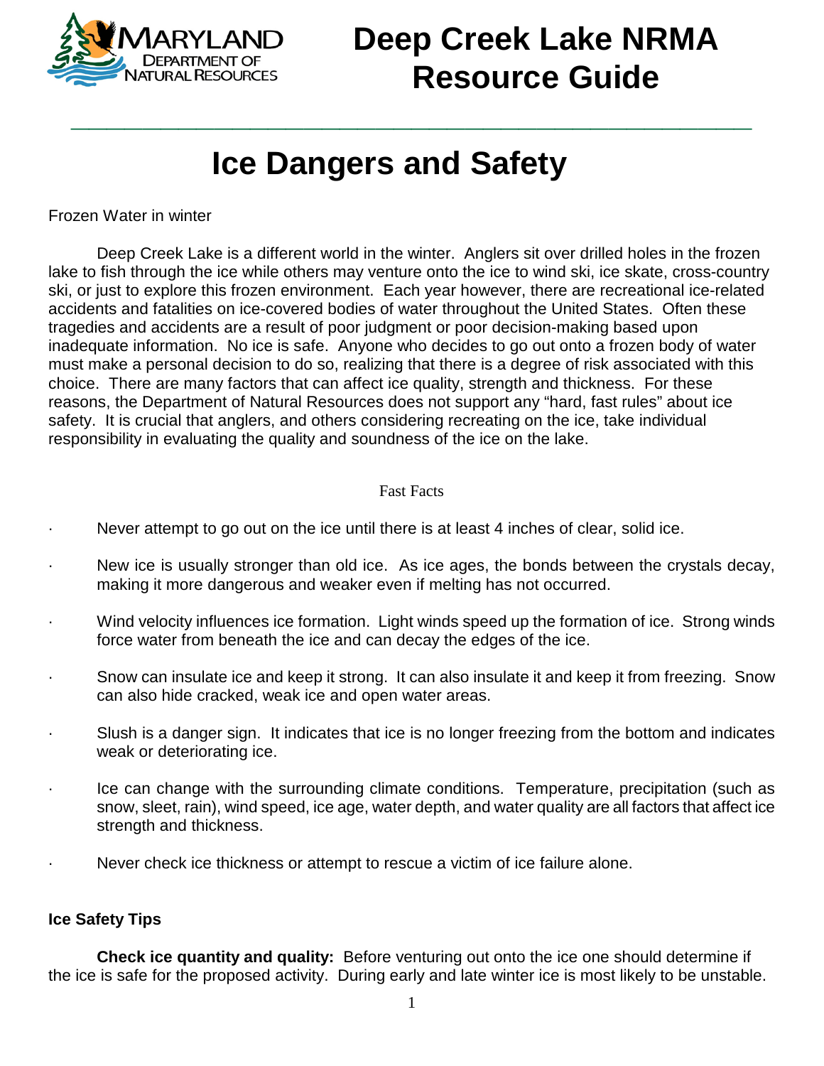# Deep Creek Lake NRMA Resource Guide

## Ice Dangers and Safety

Frozen Water in winter

Deep Creek Lake is a different world in the winter. Anglers sit over drilled holes in the frozen lake to fish through the ice while others may venture onto the ice to wind ski, ice skate, cross-country ski, or just to explore this frozen environment. Each year however, there are recreational ice-related accidents and fatalities on ice-covered bodies of water throughout the United States. Often these tragedies and accidents are a result of poor judgment or poor decision-making based upon inadequate information. No ice is safe. Anyone who decides to go out onto a frozen body of water must make a personal decision to do so, realizing that there is a degree of risk associated with this choice. There are many factors that can affect ice quality, strength and thickness. For these reasons, the Department of Natural Resources does not support any "hard, fast rules" about ice safety. It is crucial that anglers, and others considering recreating on the ice, take individual responsibility in evaluating the quality and soundness of the ice on the lake.

Fast Facts

- Never attempt to go out on the ice until there is at least 4 inches of clear, solid ice.
- New ice is usually stronger than old ice. As ice ages, the bonds between the crystals decay, making it more dangerous and weaker even if melting has not occurred.
- Wind velocity influences ice formation. Light winds speed up the formation of ice. Strong winds force water from beneath the ice and can decay the edges of the ice.
- Snow can insulate ice and keep it strong. It can also insulate it and keep it from freezing. Snow can also hide cracked, weak ice and open water areas.
- Slush is a danger sign. It indicates that ice is no longer freezing from the bottom and indicates weak or deteriorating ice.
- Ice can change with the surrounding climate conditions. Temperature, precipitation (such as snow, sleet, rain), wind speed, ice age, water depth, and water quality are all factors that affect ice strength and thickness.
- Never check ice thickness or attempt to rescue a victim of ice failure alone.

**Ice Safety Tips**

**Check ice quantity and quality:** Before venturing out onto the ice one should determine if the ice is safe for the proposed activity. During early and late winter ice is most likely to be unstable.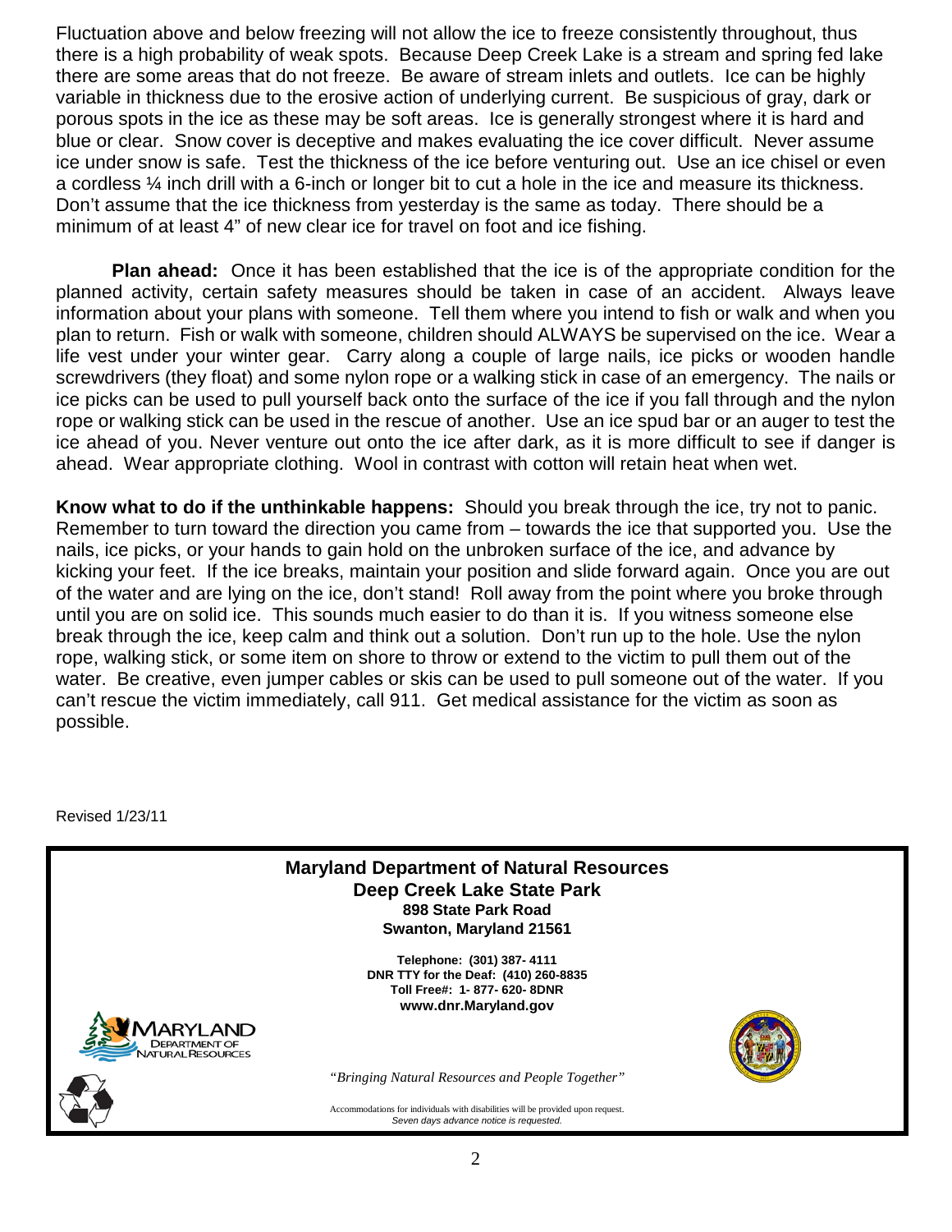Fluctuation above and below freezing will not allow the ice to freeze consistently throughout, thus there is a high probability of weak spots. Because Deep Creek Lake is a stream and spring fed lake there are some areas that do not freeze. Be aware of stream inlets and outlets. Ice can be highly variable in thickness due to the erosive action of underlying current. Be suspicious of gray, dark or porous spots in the ice as these may be soft areas. Ice is generally strongest where it is hard and blue or clear. Snow cover is deceptive and makes evaluating the ice cover difficult. Never assume ice under snow is safe. Test the thickness of the ice before venturing out. Use an ice chisel or even a cordless ¼ inch drill with a 6-inch or longer bit to cut a hole in the ice and measure its thickness. Don't assume that the ice thickness from yesterday is the same as today. There should be a minimum of at least 4" of new clear ice for travel on foot and ice fishing.

**Plan ahead:** Once it has been established that the ice is of the appropriate condition for the planned activity, certain safety measures should be taken in case of an accident. Always leave information about your plans with someone. Tell them where you intend to fish or walk and when you plan to return. Fish or walk with someone, children should ALWAYS be supervised on the ice. Wear a life vest under your winter gear. Carry along a couple of large nails, ice picks or wooden handle screwdrivers (they float) and some nylon rope or a walking stick in case of an emergency. The nails or ice picks can be used to pull yourself back onto the surface of the ice if you fall through and the nylon rope or walking stick can be used in the rescue of another. Use an ice spud bar or an auger to test the ice ahead of you. Never venture out onto the ice after dark, as it is more difficult to see if danger is ahead. Wear appropriate clothing. Wool in contrast with cotton will retain heat when wet.

**Know what to do if the unthinkable happens:** Should you break through the ice, try not to panic. Remember to turn toward the direction you came from – towards the ice that supported you. Use the nails, ice picks, or your hands to gain hold on the unbroken surface of the ice, and advance by kicking your feet. If the ice breaks, maintain your position and slide forward again. Once you are out of the water and are lying on the ice, don't stand! Roll away from the point where you broke through until you are on solid ice. This sounds much easier to do than it is. If you witness someone else break through the ice, keep calm and think out a solution. Don't run up to the hole. Use the nylon rope, walking stick, or some item on shore to throw or extend to the victim to pull them out of the water. Be creative, even jumper cables or skis can be used to pull someone out of the water. If you can't rescue the victim immediately, call 911. Get medical assistance for the victim as soon as possible.

Revised 1/23/11

**Maryland Department of Natural Resources**
**Deep Creek Lake State Park**
**898 State Park Road**
**Swanton, Maryland 21561**

**Telephone: (301) 387- 4111**
**DNR TTY for the Deaf: (410) 260-8835**
**Toll Free#: 1- 877- 620- 8DNR**
**www.dnr.Maryland.gov**

MARYLAND DEPARTMENT OF NATURAL RESOURCES

*"Bringing Natural Resources and People Together"*

Accommodations for individuals with disabilities will be provided upon request.
*Seven days advance notice is requested.*